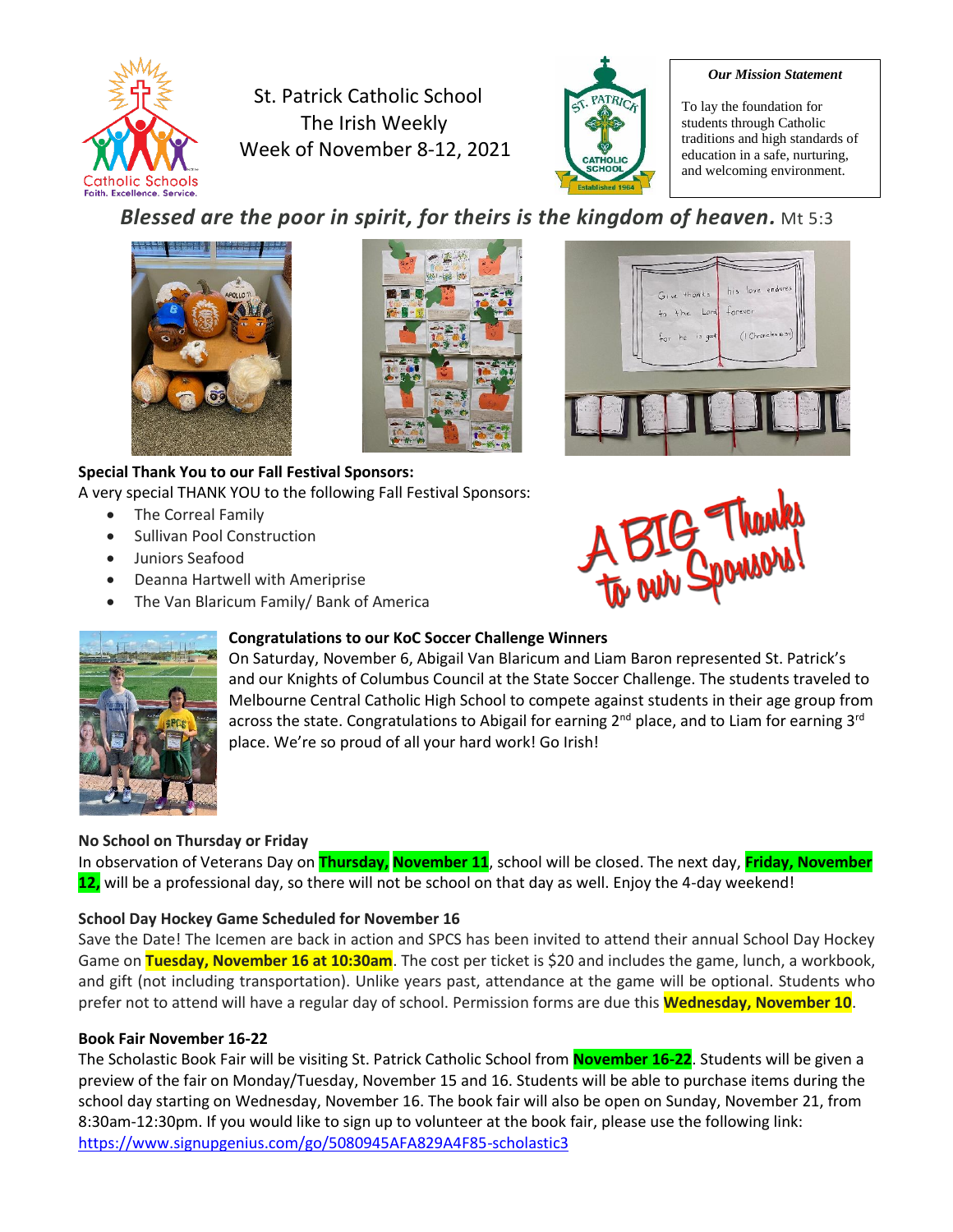# St. Patrick Catholic School
## The Irish Weekly
## Week of November 8-12, 2021

**Our Mission Statement**

To lay the foundation for students through Catholic traditions and high standards of education in a safe, nurturing, and welcoming environment.

***Blessed are the poor in spirit, for theirs is the kingdom of heaven.*** Mt 5:3

**Special Thank You to our Fall Festival Sponsors:**

A very special THANK YOU to the following Fall Festival Sponsors:

- The Correal Family
- Sullivan Pool Construction
- Juniors Seafood
- Deanna Hartwell with Ameriprise
- The Van Blaricum Family/ Bank of America

A BIG Thanks to our Sponsors!

**Congratulations to our KoC Soccer Challenge Winners**

On Saturday, November 6, Abigail Van Blaricum and Liam Baron represented St. Patrick's and our Knights of Columbus Council at the State Soccer Challenge. The students traveled to Melbourne Central Catholic High School to compete against students in their age group from across the state. Congratulations to Abigail for earning 2nd place, and to Liam for earning 3rd place. We're so proud of all your hard work! Go Irish!

**No School on Thursday or Friday**

In observation of Veterans Day on **Thursday, November 11**, school will be closed. The next day, **Friday, November 12,** will be a professional day, so there will not be school on that day as well. Enjoy the 4-day weekend!

**School Day Hockey Game Scheduled for November 16**

Save the Date! The Icemen are back in action and SPCS has been invited to attend their annual School Day Hockey Game on **Tuesday, November 16 at 10:30am**. The cost per ticket is $20 and includes the game, lunch, a workbook, and gift (not including transportation). Unlike years past, attendance at the game will be optional. Students who prefer not to attend will have a regular day of school. Permission forms are due this **Wednesday, November 10**.

**Book Fair November 16-22**

The Scholastic Book Fair will be visiting St. Patrick Catholic School from **November 16-22**. Students will be given a preview of the fair on Monday/Tuesday, November 15 and 16. Students will be able to purchase items during the school day starting on Wednesday, November 16. The book fair will also be open on Sunday, November 21, from 8:30am-12:30pm. If you would like to sign up to volunteer at the book fair, please use the following link: https://www.signupgenius.com/go/5080945AFA829A4F85-scholastic3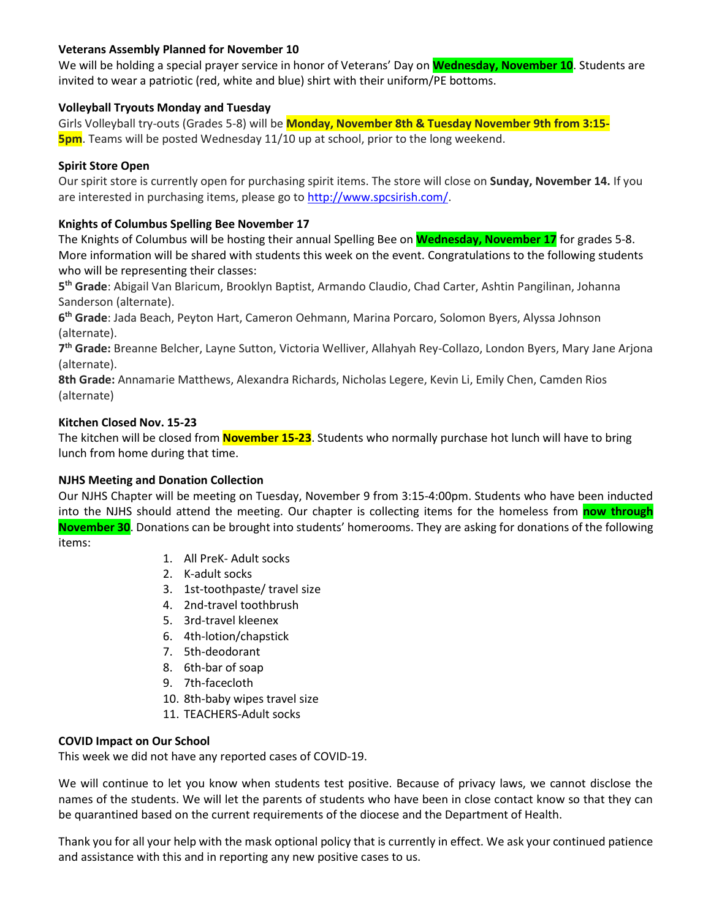**Veterans Assembly Planned for November 10**

We will be holding a special prayer service in honor of Veterans' Day on **Wednesday, November 10**. Students are invited to wear a patriotic (red, white and blue) shirt with their uniform/PE bottoms.

**Volleyball Tryouts Monday and Tuesday**

Girls Volleyball try-outs (Grades 5-8) will be **Monday, November 8th & Tuesday November 9th from 3:15-5pm**. Teams will be posted Wednesday 11/10 up at school, prior to the long weekend.

**Spirit Store Open**

Our spirit store is currently open for purchasing spirit items. The store will close on **Sunday, November 14.** If you are interested in purchasing items, please go to http://www.spcsirish.com/.

**Knights of Columbus Spelling Bee November 17**

The Knights of Columbus will be hosting their annual Spelling Bee on **Wednesday, November 17** for grades 5-8. More information will be shared with students this week on the event. Congratulations to the following students who will be representing their classes:

**5th Grade**: Abigail Van Blaricum, Brooklyn Baptist, Armando Claudio, Chad Carter, Ashtin Pangilinan, Johanna Sanderson (alternate).

**6th Grade**: Jada Beach, Peyton Hart, Cameron Oehmann, Marina Porcaro, Solomon Byers, Alyssa Johnson (alternate).

**7th Grade:** Breanne Belcher, Layne Sutton, Victoria Welliver, Allahyah Rey-Collazo, London Byers, Mary Jane Arjona (alternate).

**8th Grade:** Annamarie Matthews, Alexandra Richards, Nicholas Legere, Kevin Li, Emily Chen, Camden Rios (alternate)

**Kitchen Closed Nov. 15-23**

The kitchen will be closed from **November 15-23**. Students who normally purchase hot lunch will have to bring lunch from home during that time.

**NJHS Meeting and Donation Collection**

Our NJHS Chapter will be meeting on Tuesday, November 9 from 3:15-4:00pm. Students who have been inducted into the NJHS should attend the meeting. Our chapter is collecting items for the homeless from **now through November 30**. Donations can be brought into students' homerooms. They are asking for donations of the following items:

1. All PreK- Adult socks
2. K-adult socks
3. 1st-toothpaste/ travel size
4. 2nd-travel toothbrush
5. 3rd-travel kleenex
6. 4th-lotion/chapstick
7. 5th-deodorant
8. 6th-bar of soap
9. 7th-facecloth
10. 8th-baby wipes travel size
11. TEACHERS-Adult socks

**COVID Impact on Our School**

This week we did not have any reported cases of COVID-19.

We will continue to let you know when students test positive. Because of privacy laws, we cannot disclose the names of the students. We will let the parents of students who have been in close contact know so that they can be quarantined based on the current requirements of the diocese and the Department of Health.

Thank you for all your help with the mask optional policy that is currently in effect. We ask your continued patience and assistance with this and in reporting any new positive cases to us.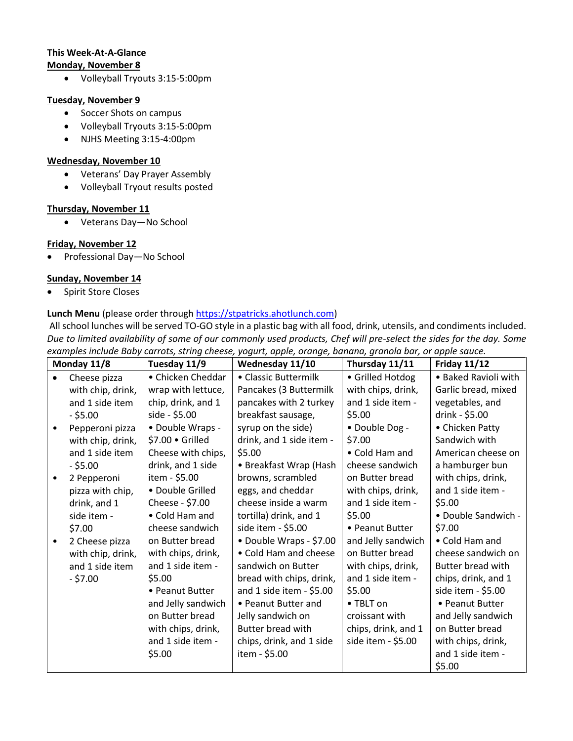**This Week-At-A-Glance**

**Monday, November 8**

- Volleyball Tryouts 3:15-5:00pm

**Tuesday, November 9**

- Soccer Shots on campus
- Volleyball Tryouts 3:15-5:00pm
- NJHS Meeting 3:15-4:00pm

**Wednesday, November 10**

- Veterans' Day Prayer Assembly
- Volleyball Tryout results posted

**Thursday, November 11**

- Veterans Day—No School

**Friday, November 12**

- Professional Day—No School

**Sunday, November 14**

- Spirit Store Closes

**Lunch Menu** (please order through https://stpatricks.ahotlunch.com)

All school lunches will be served TO-GO style in a plastic bag with all food, drink, utensils, and condiments included. *Due to limited availability of some of our commonly used products, Chef will pre-select the sides for the day. Some examples include Baby carrots, string cheese, yogurt, apple, orange, banana, granola bar, or apple sauce.*

| Monday 11/8 | Tuesday 11/9 | Wednesday 11/10 | Thursday 11/11 | Friday 11/12 |
|---|---|---|---|---|
| • Cheese pizza with chip, drink, and 1 side item - $5.00<br>• Pepperoni pizza with chip, drink, and 1 side item - $5.00<br>• 2 Pepperoni pizza with chip, drink, and 1 side item - $7.00<br>• 2 Cheese pizza with chip, drink, and 1 side item - $7.00 | • Chicken Cheddar wrap with lettuce, chip, drink, and 1 side - $5.00<br>• Double Wraps - $7.00<br>• Grilled Cheese with chips, drink, and 1 side item - $5.00<br>• Double Grilled Cheese - $7.00<br>• Cold Ham and cheese sandwich on Butter bread with chips, drink, and 1 side item - $5.00<br>• Peanut Butter and Jelly sandwich on Butter bread with chips, drink, and 1 side item - $5.00 | • Classic Buttermilk Pancakes (3 Buttermilk pancakes with 2 turkey breakfast sausage, syrup on the side) drink, and 1 side item - $5.00<br>• Breakfast Wrap (Hash browns, scrambled eggs, and cheddar cheese inside a warm tortilla) drink, and 1 side item - $5.00<br>• Double Wraps - $7.00<br>• Cold Ham and cheese sandwich on Butter bread with chips, drink, and 1 side item - $5.00<br>• Peanut Butter and Jelly sandwich on Butter bread with chips, drink, and 1 side item - $5.00 | • Grilled Hotdog with chips, drink, and 1 side item - $5.00<br>• Double Dog - $7.00<br>• Cold Ham and cheese sandwich on Butter bread with chips, drink, and 1 side item - $5.00<br>• Peanut Butter and Jelly sandwich on Butter bread with chips, drink, and 1 side item - $5.00<br>• TBLT on croissant with chips, drink, and 1 side item - $5.00 | • Baked Ravioli with Garlic bread, mixed vegetables, and drink - $5.00<br>• Chicken Patty Sandwich with American cheese on a hamburger bun with chips, drink, and 1 side item - $5.00<br>• Double Sandwich - $7.00<br>• Cold Ham and cheese sandwich on Butter bread with chips, drink, and 1 side item - $5.00<br>• Peanut Butter and Jelly sandwich on Butter bread with chips, drink, and 1 side item - $5.00 |